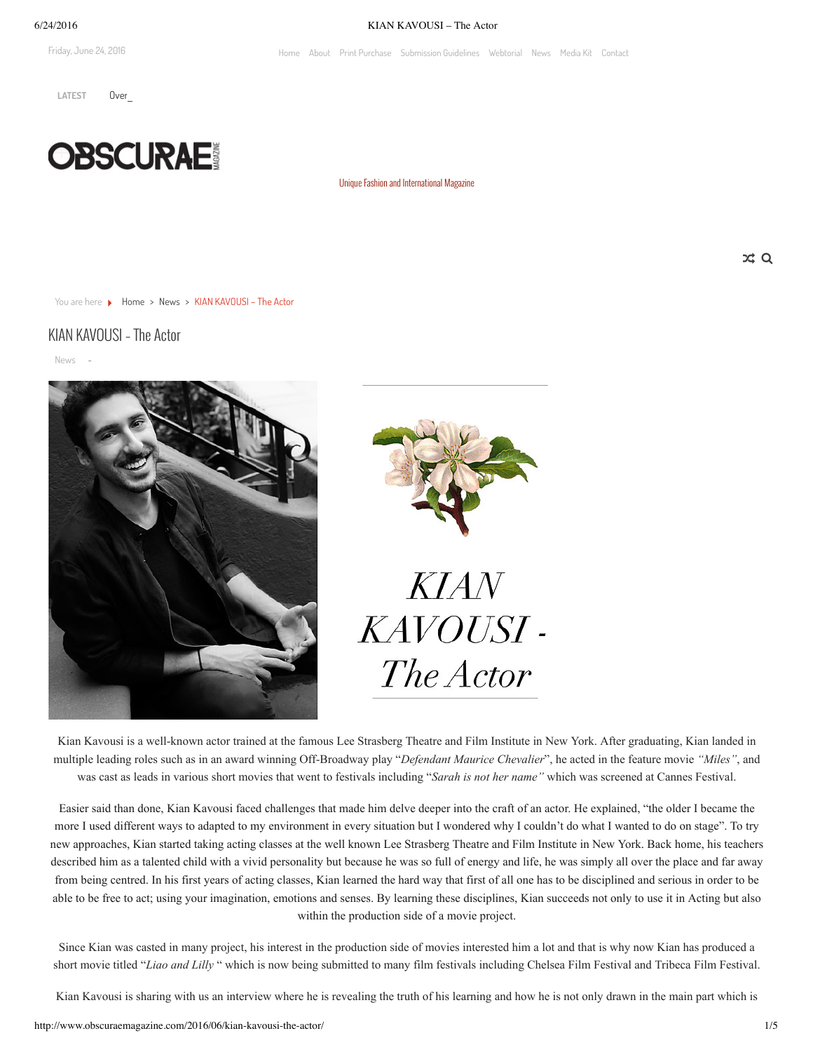Friday, June 24, 2016

Home About Print Purchase Submission Guidelines Webtorial News Media Kit Contact

LATEST Over_

OBSCURAE MAGAZINE

Unique Fashion and International Magazine

You are here Home > News > KIAN KAVOUSI – The Actor

# KIAN KAVOUSI - The Actor

News -

*KIAN KAVOUSI - The Actor*

Kian Kavousi is a well-known actor trained at the famous Lee Strasberg Theatre and Film Institute in New York. After graduating, Kian landed in multiple leading roles such as in an award winning Off-Broadway play "*Defendant Maurice Chevalier*", he acted in the feature movie *"Miles"*, and was cast as leads in various short movies that went to festivals including "*Sarah is not her name"* which was screened at Cannes Festival.

Easier said than done, Kian Kavousi faced challenges that made him delve deeper into the craft of an actor. He explained, "the older I became the more I used different ways to adapted to my environment in every situation but I wondered why I couldn't do what I wanted to do on stage". To try new approaches, Kian started taking acting classes at the well known Lee Strasberg Theatre and Film Institute in New York. Back home, his teachers described him as a talented child with a vivid personality but because he was so full of energy and life, he was simply all over the place and far away from being centred. In his first years of acting classes, Kian learned the hard way that first of all one has to be disciplined and serious in order to be able to be free to act; using your imagination, emotions and senses. By learning these disciplines, Kian succeeds not only to use it in Acting but also within the production side of a movie project.

Since Kian was casted in many project, his interest in the production side of movies interested him a lot and that is why now Kian has produced a short movie titled "*Liao and Lilly* " which is now being submitted to many film festivals including Chelsea Film Festival and Tribeca Film Festival.

Kian Kavousi is sharing with us an interview where he is revealing the truth of his learning and how he is not only drawn in the main part which is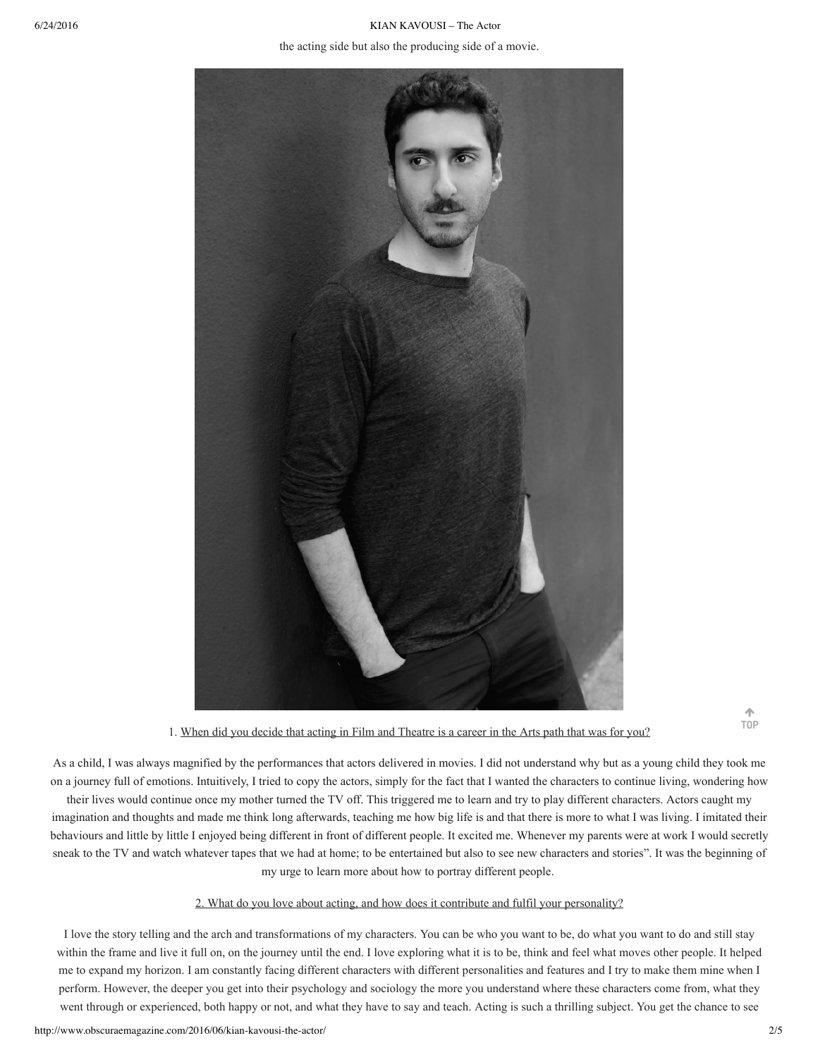the acting side but also the producing side of a movie.

1. When did you decide that acting in Film and Theatre is a career in the Arts path that was for you?

As a child, I was always magnified by the performances that actors delivered in movies. I did not understand why but as a young child they took me on a journey full of emotions. Intuitively, I tried to copy the actors, simply for the fact that I wanted the characters to continue living, wondering how their lives would continue once my mother turned the TV off. This triggered me to learn and try to play different characters. Actors caught my imagination and thoughts and made me think long afterwards, teaching me how big life is and that there is more to what I was living. I imitated their behaviours and little by little I enjoyed being different in front of different people. It excited me. Whenever my parents were at work I would secretly sneak to the TV and watch whatever tapes that we had at home; to be entertained but also to see new characters and stories". It was the beginning of my urge to learn more about how to portray different people.

2. What do you love about acting, and how does it contribute and fulfil your personality?

I love the story telling and the arch and transformations of my characters. You can be who you want to be, do what you want to do and still stay within the frame and live it full on, on the journey until the end. I love exploring what it is to be, think and feel what moves other people. It helped me to expand my horizon. I am constantly facing different characters with different personalities and features and I try to make them mine when I perform. However, the deeper you get into their psychology and sociology the more you understand where these characters come from, what they went through or experienced, both happy or not, and what they have to say and teach. Acting is such a thrilling subject. You get the chance to see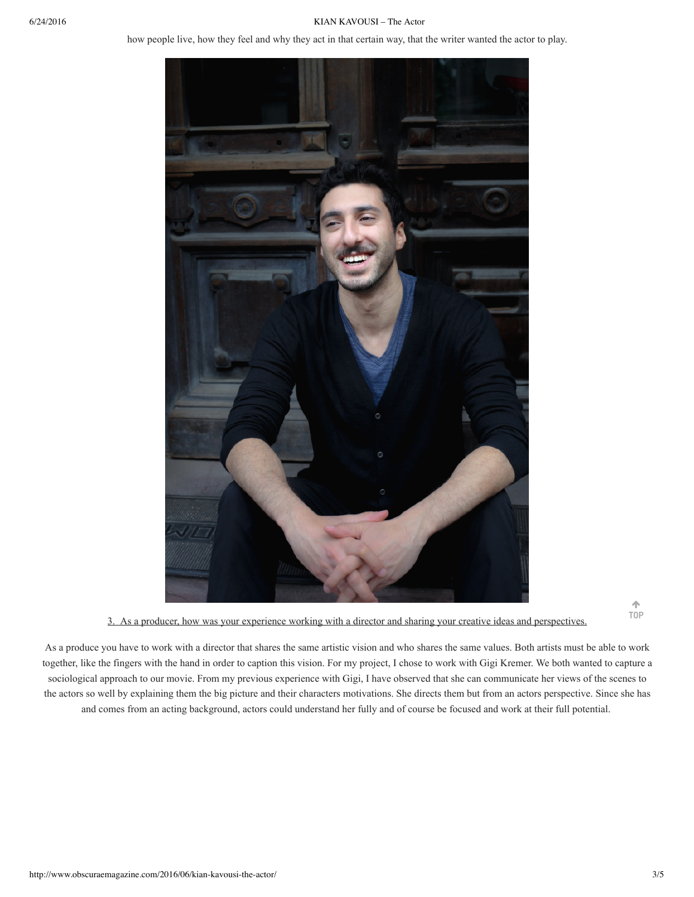how people live, how they feel and why they act in that certain way, that the writer wanted the actor to play.

3. As a producer, how was your experience working with a director and sharing your creative ideas and perspectives.

As a produce you have to work with a director that shares the same artistic vision and who shares the same values. Both artists must be able to work together, like the fingers with the hand in order to caption this vision. For my project, I chose to work with Gigi Kremer. We both wanted to capture a sociological approach to our movie. From my previous experience with Gigi, I have observed that she can communicate her views of the scenes to the actors so well by explaining them the big picture and their characters motivations. She directs them but from an actors perspective. Since she has and comes from an acting background, actors could understand her fully and of course be focused and work at their full potential.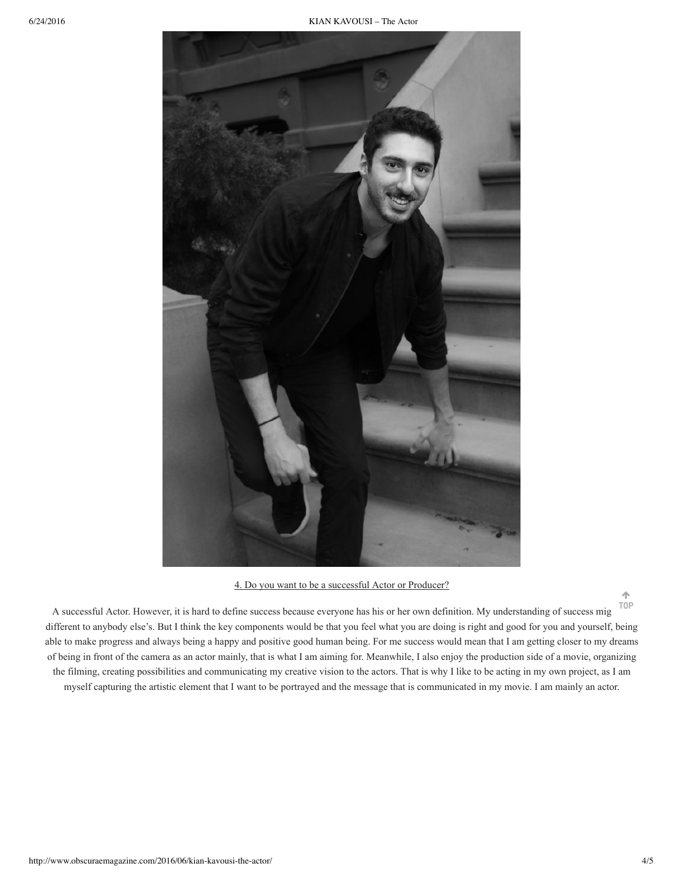4. Do you want to be a successful Actor or Producer?

A successful Actor. However, it is hard to define success because everyone has his or her own definition. My understanding of success mig different to anybody else's. But I think the key components would be that you feel what you are doing is right and good for you and yourself, being able to make progress and always being a happy and positive good human being. For me success would mean that I am getting closer to my dreams of being in front of the camera as an actor mainly, that is what I am aiming for. Meanwhile, I also enjoy the production side of a movie, organizing the filming, creating possibilities and communicating my creative vision to the actors. That is why I like to be acting in my own project, as I am myself capturing the artistic element that I want to be portrayed and the message that is communicated in my movie. I am mainly an actor.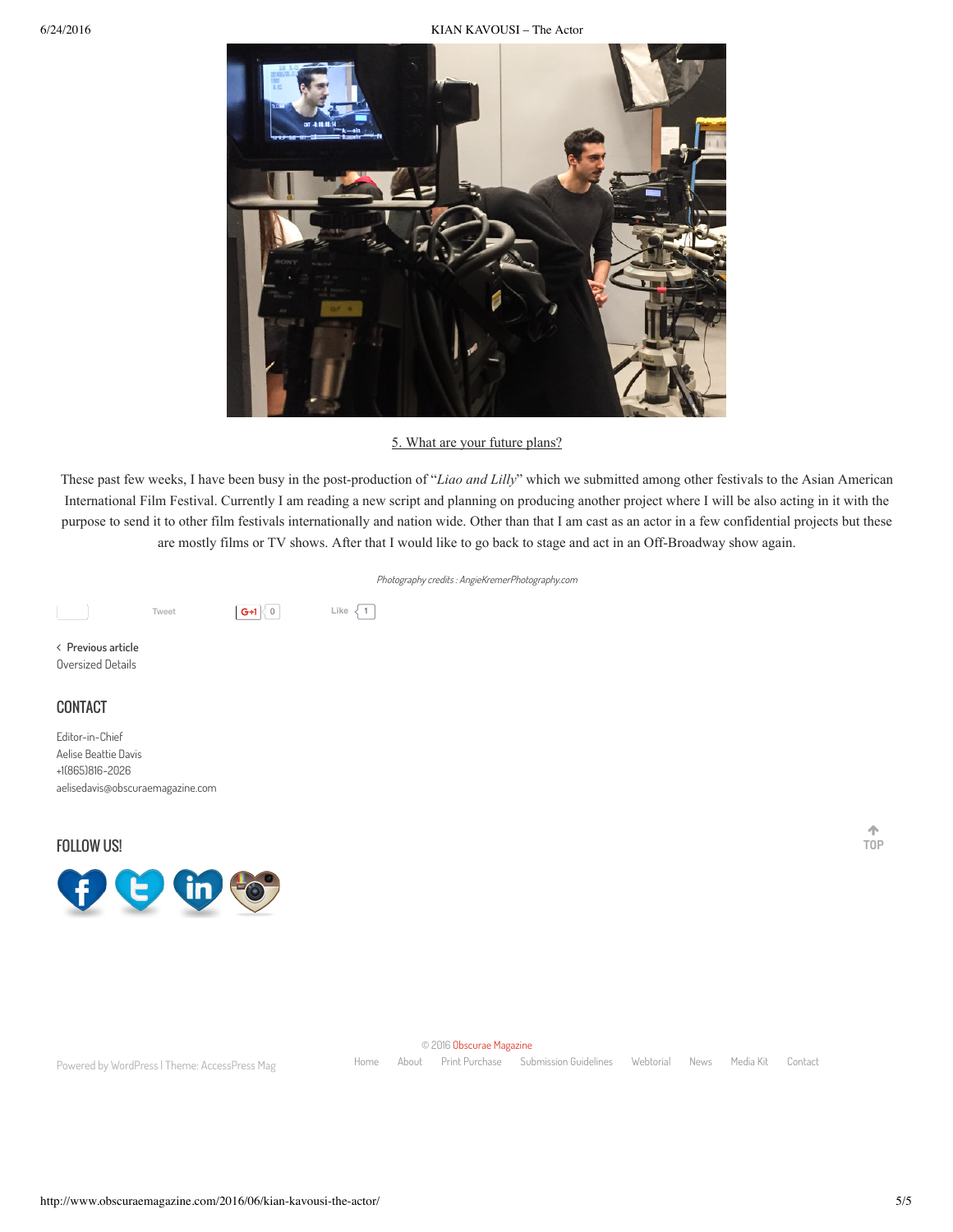5. What are your future plans?

These past few weeks, I have been busy in the post-production of "*Liao and Lilly*" which we submitted among other festivals to the Asian American International Film Festival. Currently I am reading a new script and planning on producing another project where I will be also acting in it with the purpose to send it to other film festivals internationally and nation wide. Other than that I am cast as an actor in a few confidential projects but these are mostly films or TV shows. After that I would like to go back to stage and act in an Off-Broadway show again.

*Photography credits : AngieKremerPhotography.com*

Tweet  G+1 0  Like 1

‹ Previous article
Oversized Details

## CONTACT

Editor-in-Chief
Aelise Beattie Davis
+1(865)816-2026
aelisedavis@obscuraemagazine.com

## FOLLOW US!

TOP

© 2016 Obscurae Magazine

Powered by WordPress | Theme: AccessPress Mag

Home About Print Purchase Submission Guidelines Webtorial News Media Kit Contact